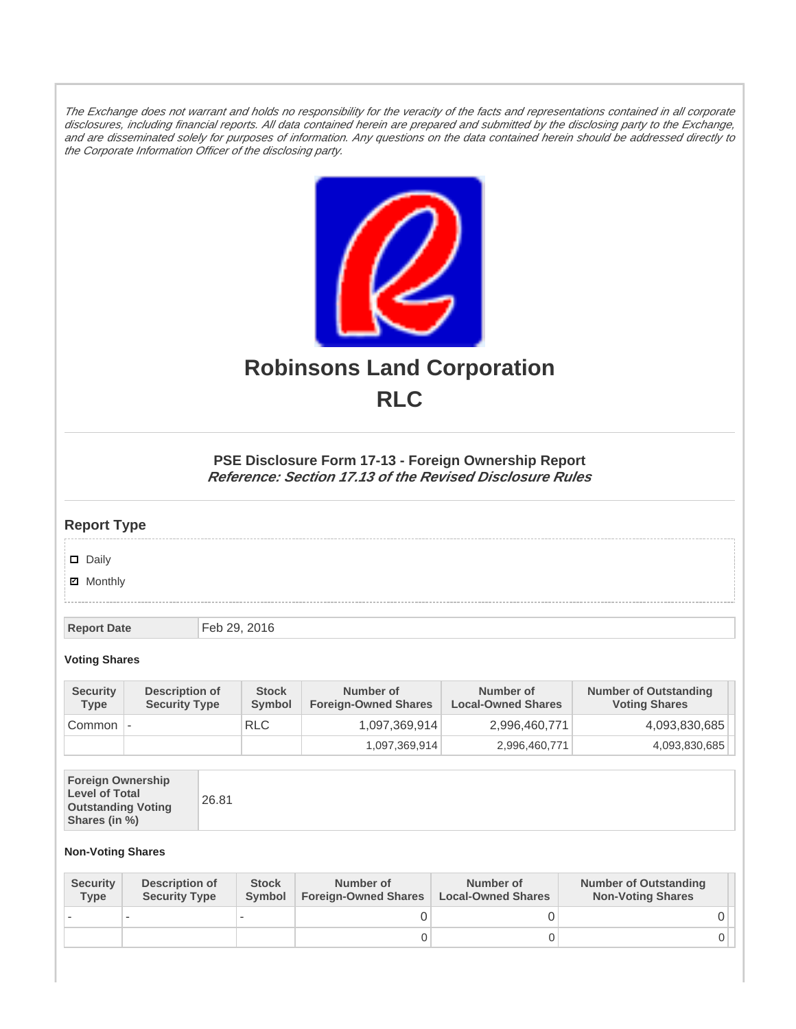*The Exchange does not warrant and holds no responsibility for the veracity of the facts and representations contained in all corporate disclosures, including financial reports. All data contained herein are prepared and submitted by the disclosing party to the Exchange, and are disseminated solely for purposes of information. Any questions on the data contained herein should be addressed directly to the Corporate Information Officer of the disclosing party.*

# Robinsons Land Corporation

# RLC

### PSE Disclosure Form 17-13 - Foreign Ownership Report

***Reference: Section 17.13 of the Revised Disclosure Rules***

## Report Type

- ☐ Daily
- ☑ Monthly

| Report Date | Feb 29, 2016 |
|---|---|

#### Voting Shares

| Security Type | Description of Security Type | Stock Symbol | Number of Foreign-Owned Shares | Number of Local-Owned Shares | Number of Outstanding Voting Shares |
|---|---|---|---|---|---|
| Common | - | RLC | 1,097,369,914 | 2,996,460,771 | 4,093,830,685 |
| | | | 1,097,369,914 | 2,996,460,771 | 4,093,830,685 |

| Foreign Ownership Level of Total Outstanding Voting Shares (in %) | 26.81 |
|---|---|

#### Non-Voting Shares

| Security Type | Description of Security Type | Stock Symbol | Number of Foreign-Owned Shares | Number of Local-Owned Shares | Number of Outstanding Non-Voting Shares |
|---|---|---|---|---|---|
| - | - | - | 0 | 0 | 0 |
| | | | 0 | 0 | 0 |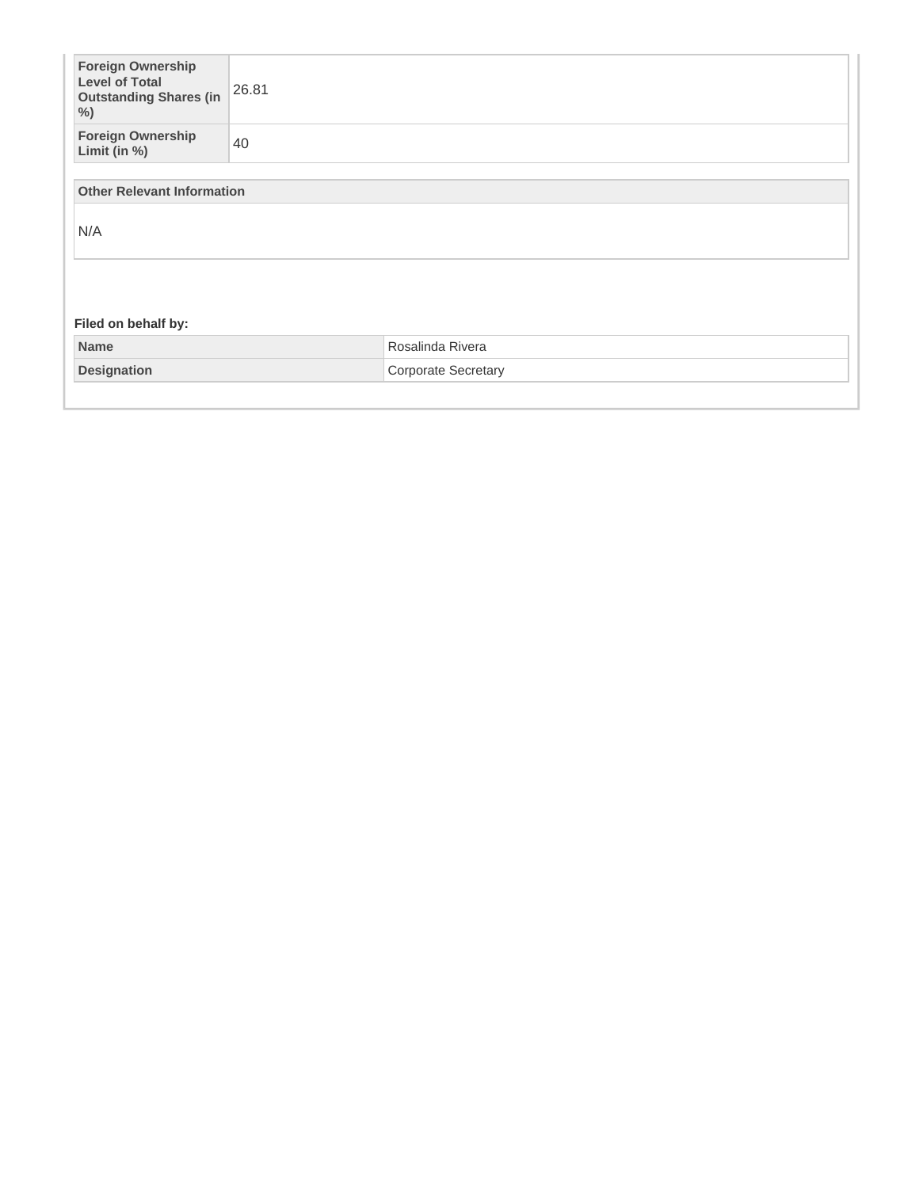| | |
|---|---|
| **Foreign Ownership Level of Total Outstanding Shares (in %)** | 26.81 |
| **Foreign Ownership Limit (in %)** | 40 |

| **Other Relevant Information** |
|---|
| N/A |

**Filed on behalf by:**

| | |
|---|---|
| **Name** | Rosalinda Rivera |
| **Designation** | Corporate Secretary |